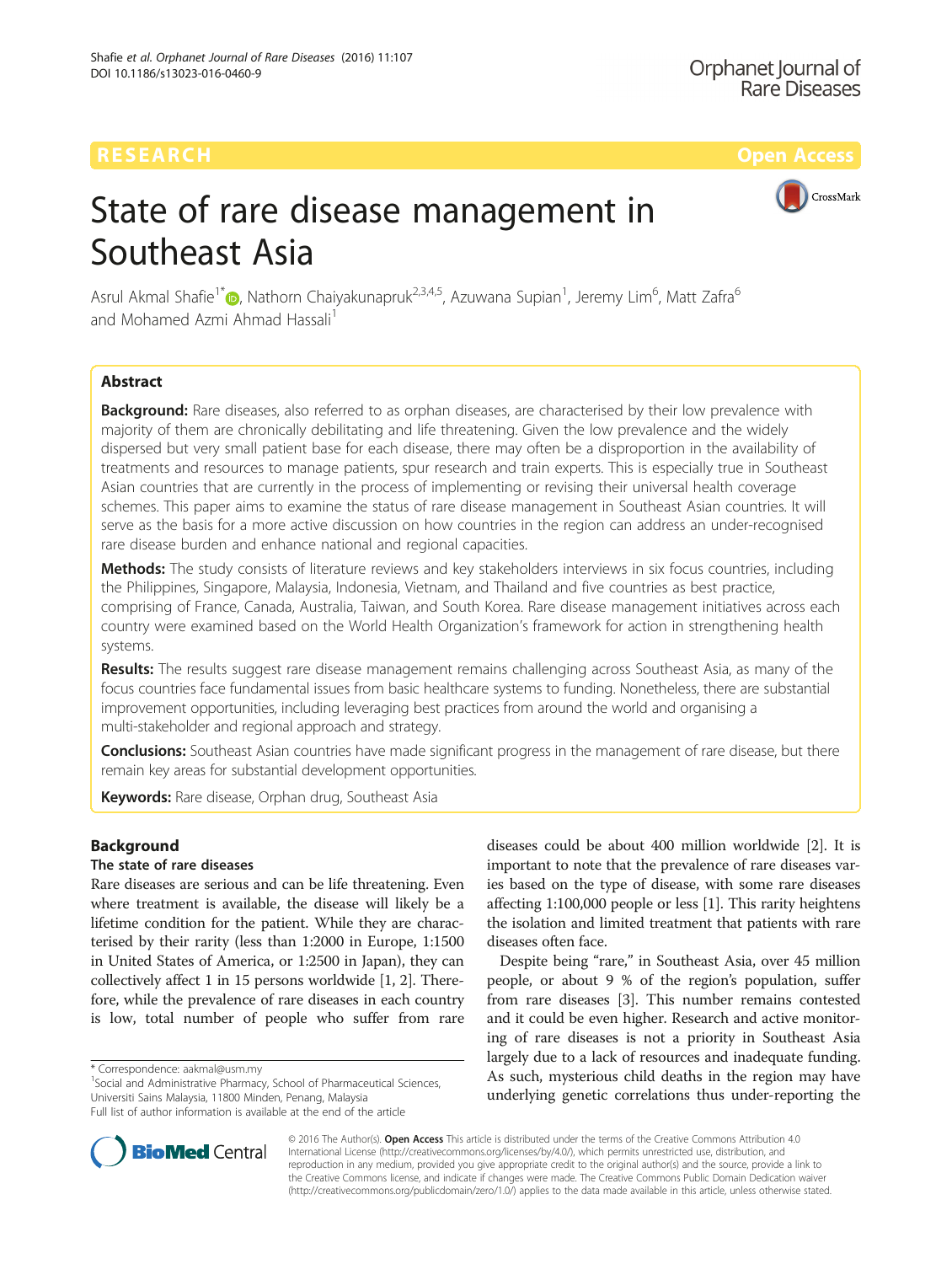# State of rare disease management in Southeast Asia

Asrul Akmal Shafie[1*], Nathorn Chaiyakunapruk[2,3,4,5], Azuwana Supian[1], Jeremy Lim[6], Matt Zafra[6] and Mohamed Azmi Ahmad Hassali[1]

## Abstract

**Background:** Rare diseases, also referred to as orphan diseases, are characterised by their low prevalence with majority of them are chronically debilitating and life threatening. Given the low prevalence and the widely dispersed but very small patient base for each disease, there may often be a disproportion in the availability of treatments and resources to manage patients, spur research and train experts. This is especially true in Southeast Asian countries that are currently in the process of implementing or revising their universal health coverage schemes. This paper aims to examine the status of rare disease management in Southeast Asian countries. It will serve as the basis for a more active discussion on how countries in the region can address an under-recognised rare disease burden and enhance national and regional capacities.

**Methods:** The study consists of literature reviews and key stakeholders interviews in six focus countries, including the Philippines, Singapore, Malaysia, Indonesia, Vietnam, and Thailand and five countries as best practice, comprising of France, Canada, Australia, Taiwan, and South Korea. Rare disease management initiatives across each country were examined based on the World Health Organization's framework for action in strengthening health systems.

**Results:** The results suggest rare disease management remains challenging across Southeast Asia, as many of the focus countries face fundamental issues from basic healthcare systems to funding. Nonetheless, there are substantial improvement opportunities, including leveraging best practices from around the world and organising a multi-stakeholder and regional approach and strategy.

**Conclusions:** Southeast Asian countries have made significant progress in the management of rare disease, but there remain key areas for substantial development opportunities.

**Keywords:** Rare disease, Orphan drug, Southeast Asia

## Background

### The state of rare diseases

Rare diseases are serious and can be life threatening. Even where treatment is available, the disease will likely be a lifetime condition for the patient. While they are characterised by their rarity (less than 1:2000 in Europe, 1:1500 in United States of America, or 1:2500 in Japan), they can collectively affect 1 in 15 persons worldwide [1, 2]. Therefore, while the prevalence of rare diseases in each country is low, total number of people who suffer from rare diseases could be about 400 million worldwide [2]. It is important to note that the prevalence of rare diseases varies based on the type of disease, with some rare diseases affecting 1:100,000 people or less [1]. This rarity heightens the isolation and limited treatment that patients with rare diseases often face.

Despite being "rare," in Southeast Asia, over 45 million people, or about 9 % of the region's population, suffer from rare diseases [3]. This number remains contested and it could be even higher. Research and active monitoring of rare diseases is not a priority in Southeast Asia largely due to a lack of resources and inadequate funding. As such, mysterious child deaths in the region may have underlying genetic correlations thus under-reporting the

\* Correspondence: aakmal@usm.my
[1]Social and Administrative Pharmacy, School of Pharmaceutical Sciences, Universiti Sains Malaysia, 11800 Minden, Penang, Malaysia
Full list of author information is available at the end of the article

© 2016 The Author(s). **Open Access** This article is distributed under the terms of the Creative Commons Attribution 4.0 International License (http://creativecommons.org/licenses/by/4.0/), which permits unrestricted use, distribution, and reproduction in any medium, provided you give appropriate credit to the original author(s) and the source, provide a link to the Creative Commons license, and indicate if changes were made. The Creative Commons Public Domain Dedication waiver (http://creativecommons.org/publicdomain/zero/1.0/) applies to the data made available in this article, unless otherwise stated.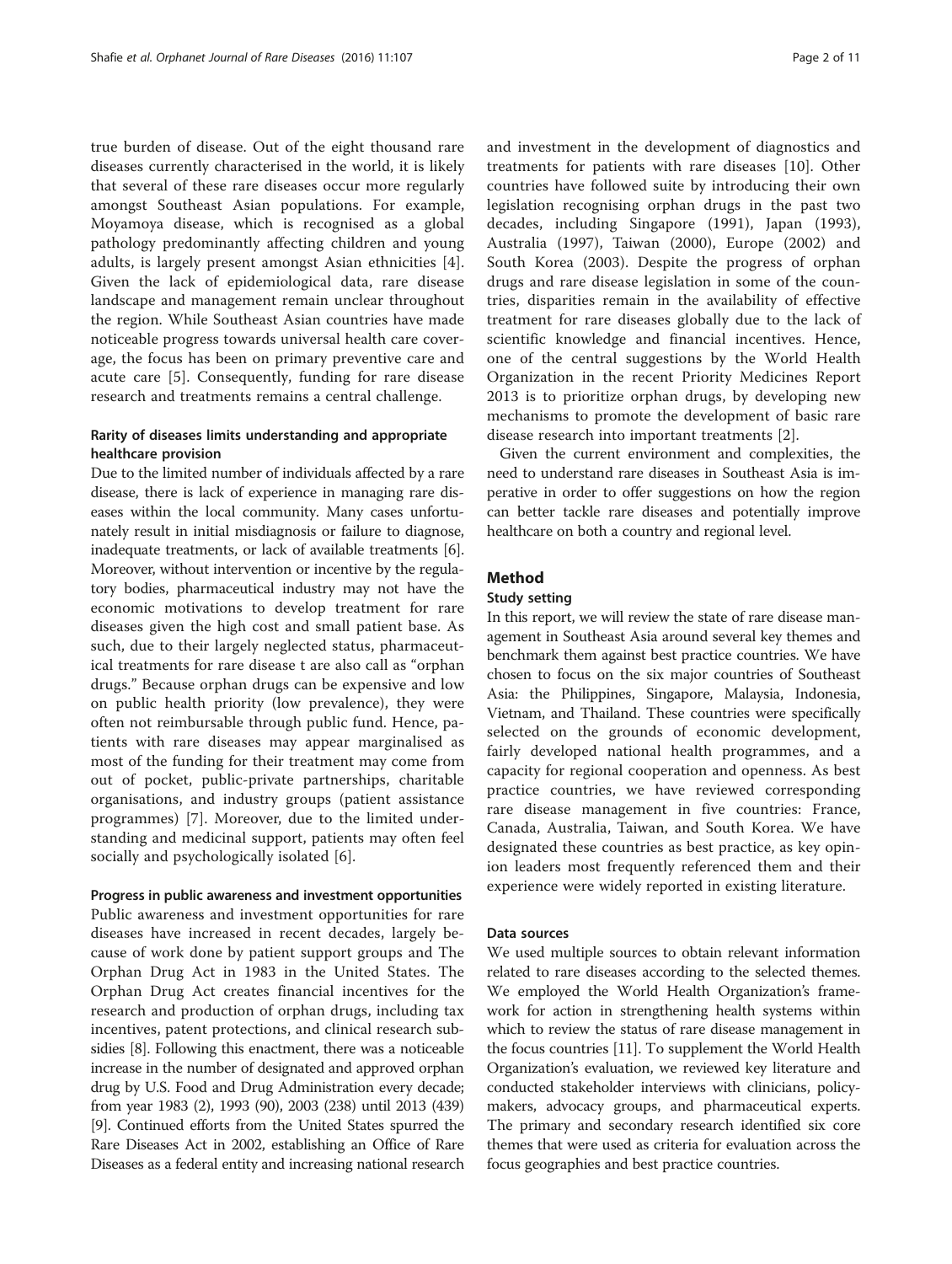true burden of disease. Out of the eight thousand rare diseases currently characterised in the world, it is likely that several of these rare diseases occur more regularly amongst Southeast Asian populations. For example, Moyamoya disease, which is recognised as a global pathology predominantly affecting children and young adults, is largely present amongst Asian ethnicities [4]. Given the lack of epidemiological data, rare disease landscape and management remain unclear throughout the region. While Southeast Asian countries have made noticeable progress towards universal health care coverage, the focus has been on primary preventive care and acute care [5]. Consequently, funding for rare disease research and treatments remains a central challenge.

### Rarity of diseases limits understanding and appropriate healthcare provision

Due to the limited number of individuals affected by a rare disease, there is lack of experience in managing rare diseases within the local community. Many cases unfortunately result in initial misdiagnosis or failure to diagnose, inadequate treatments, or lack of available treatments [6]. Moreover, without intervention or incentive by the regulatory bodies, pharmaceutical industry may not have the economic motivations to develop treatment for rare diseases given the high cost and small patient base. As such, due to their largely neglected status, pharmaceutical treatments for rare disease t are also call as "orphan drugs." Because orphan drugs can be expensive and low on public health priority (low prevalence), they were often not reimbursable through public fund. Hence, patients with rare diseases may appear marginalised as most of the funding for their treatment may come from out of pocket, public-private partnerships, charitable organisations, and industry groups (patient assistance programmes) [7]. Moreover, due to the limited understanding and medicinal support, patients may often feel socially and psychologically isolated [6].

### Progress in public awareness and investment opportunities

Public awareness and investment opportunities for rare diseases have increased in recent decades, largely because of work done by patient support groups and The Orphan Drug Act in 1983 in the United States. The Orphan Drug Act creates financial incentives for the research and production of orphan drugs, including tax incentives, patent protections, and clinical research subsidies [8]. Following this enactment, there was a noticeable increase in the number of designated and approved orphan drug by U.S. Food and Drug Administration every decade; from year 1983 (2), 1993 (90), 2003 (238) until 2013 (439) [9]. Continued efforts from the United States spurred the Rare Diseases Act in 2002, establishing an Office of Rare Diseases as a federal entity and increasing national research and investment in the development of diagnostics and treatments for patients with rare diseases [10]. Other countries have followed suite by introducing their own legislation recognising orphan drugs in the past two decades, including Singapore (1991), Japan (1993), Australia (1997), Taiwan (2000), Europe (2002) and South Korea (2003). Despite the progress of orphan drugs and rare disease legislation in some of the countries, disparities remain in the availability of effective treatment for rare diseases globally due to the lack of scientific knowledge and financial incentives. Hence, one of the central suggestions by the World Health Organization in the recent Priority Medicines Report 2013 is to prioritize orphan drugs, by developing new mechanisms to promote the development of basic rare disease research into important treatments [2].

Given the current environment and complexities, the need to understand rare diseases in Southeast Asia is imperative in order to offer suggestions on how the region can better tackle rare diseases and potentially improve healthcare on both a country and regional level.

## Method

### Study setting

In this report, we will review the state of rare disease management in Southeast Asia around several key themes and benchmark them against best practice countries. We have chosen to focus on the six major countries of Southeast Asia: the Philippines, Singapore, Malaysia, Indonesia, Vietnam, and Thailand. These countries were specifically selected on the grounds of economic development, fairly developed national health programmes, and a capacity for regional cooperation and openness. As best practice countries, we have reviewed corresponding rare disease management in five countries: France, Canada, Australia, Taiwan, and South Korea. We have designated these countries as best practice, as key opinion leaders most frequently referenced them and their experience were widely reported in existing literature.

### Data sources

We used multiple sources to obtain relevant information related to rare diseases according to the selected themes. We employed the World Health Organization's framework for action in strengthening health systems within which to review the status of rare disease management in the focus countries [11]. To supplement the World Health Organization's evaluation, we reviewed key literature and conducted stakeholder interviews with clinicians, policymakers, advocacy groups, and pharmaceutical experts. The primary and secondary research identified six core themes that were used as criteria for evaluation across the focus geographies and best practice countries.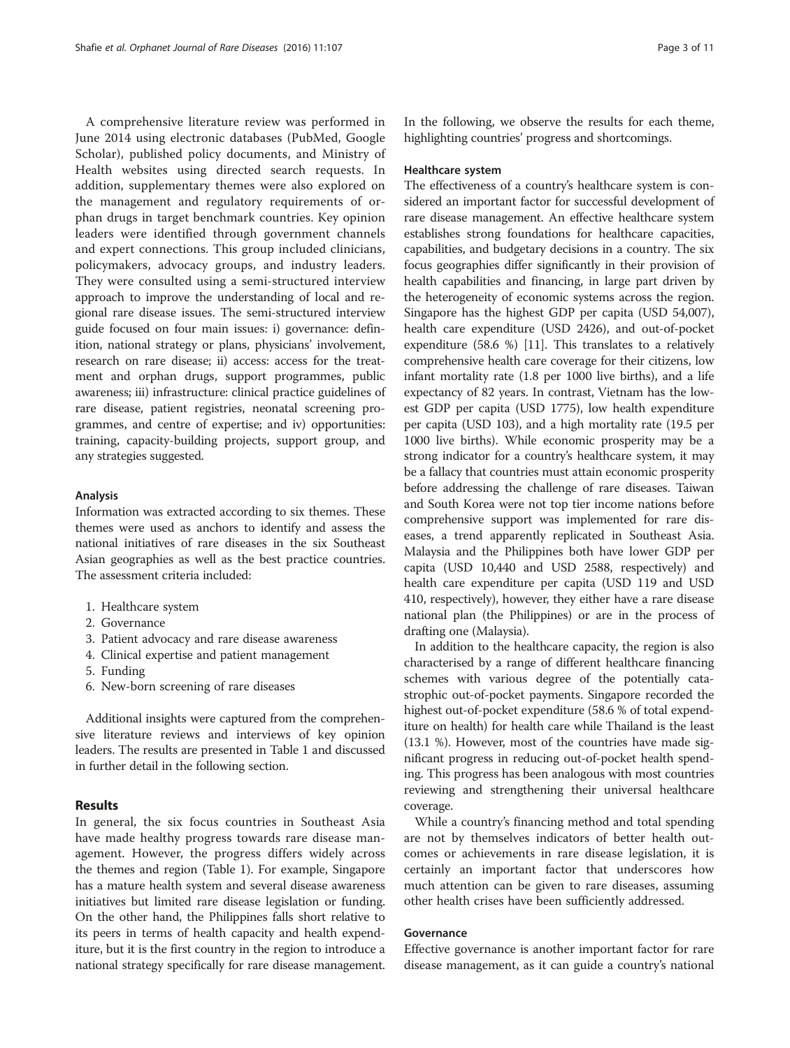A comprehensive literature review was performed in June 2014 using electronic databases (PubMed, Google Scholar), published policy documents, and Ministry of Health websites using directed search requests. In addition, supplementary themes were also explored on the management and regulatory requirements of orphan drugs in target benchmark countries. Key opinion leaders were identified through government channels and expert connections. This group included clinicians, policymakers, advocacy groups, and industry leaders. They were consulted using a semi-structured interview approach to improve the understanding of local and regional rare disease issues. The semi-structured interview guide focused on four main issues: i) governance: definition, national strategy or plans, physicians' involvement, research on rare disease; ii) access: access for the treatment and orphan drugs, support programmes, public awareness; iii) infrastructure: clinical practice guidelines of rare disease, patient registries, neonatal screening programmes, and centre of expertise; and iv) opportunities: training, capacity-building projects, support group, and any strategies suggested.

### Analysis

Information was extracted according to six themes. These themes were used as anchors to identify and assess the national initiatives of rare diseases in the six Southeast Asian geographies as well as the best practice countries. The assessment criteria included:

1. Healthcare system
2. Governance
3. Patient advocacy and rare disease awareness
4. Clinical expertise and patient management
5. Funding
6. New-born screening of rare diseases

Additional insights were captured from the comprehensive literature reviews and interviews of key opinion leaders. The results are presented in Table 1 and discussed in further detail in the following section.

## Results

In general, the six focus countries in Southeast Asia have made healthy progress towards rare disease management. However, the progress differs widely across the themes and region (Table 1). For example, Singapore has a mature health system and several disease awareness initiatives but limited rare disease legislation or funding. On the other hand, the Philippines falls short relative to its peers in terms of health capacity and health expenditure, but it is the first country in the region to introduce a national strategy specifically for rare disease management. In the following, we observe the results for each theme, highlighting countries' progress and shortcomings.

### Healthcare system

The effectiveness of a country's healthcare system is considered an important factor for successful development of rare disease management. An effective healthcare system establishes strong foundations for healthcare capacities, capabilities, and budgetary decisions in a country. The six focus geographies differ significantly in their provision of health capabilities and financing, in large part driven by the heterogeneity of economic systems across the region. Singapore has the highest GDP per capita (USD 54,007), health care expenditure (USD 2426), and out-of-pocket expenditure (58.6 %) [11]. This translates to a relatively comprehensive health care coverage for their citizens, low infant mortality rate (1.8 per 1000 live births), and a life expectancy of 82 years. In contrast, Vietnam has the lowest GDP per capita (USD 1775), low health expenditure per capita (USD 103), and a high mortality rate (19.5 per 1000 live births). While economic prosperity may be a strong indicator for a country's healthcare system, it may be a fallacy that countries must attain economic prosperity before addressing the challenge of rare diseases. Taiwan and South Korea were not top tier income nations before comprehensive support was implemented for rare diseases, a trend apparently replicated in Southeast Asia. Malaysia and the Philippines both have lower GDP per capita (USD 10,440 and USD 2588, respectively) and health care expenditure per capita (USD 119 and USD 410, respectively), however, they either have a rare disease national plan (the Philippines) or are in the process of drafting one (Malaysia).

In addition to the healthcare capacity, the region is also characterised by a range of different healthcare financing schemes with various degree of the potentially catastrophic out-of-pocket payments. Singapore recorded the highest out-of-pocket expenditure (58.6 % of total expenditure on health) for health care while Thailand is the least (13.1 %). However, most of the countries have made significant progress in reducing out-of-pocket health spending. This progress has been analogous with most countries reviewing and strengthening their universal healthcare coverage.

While a country's financing method and total spending are not by themselves indicators of better health outcomes or achievements in rare disease legislation, it is certainly an important factor that underscores how much attention can be given to rare diseases, assuming other health crises have been sufficiently addressed.

### Governance

Effective governance is another important factor for rare disease management, as it can guide a country's national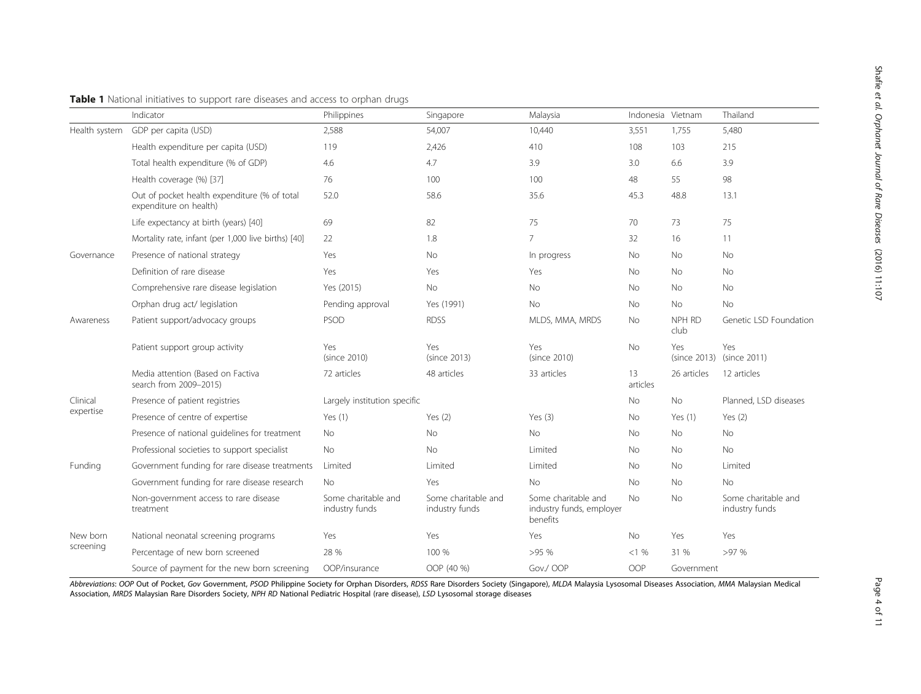**Table 1** National initiatives to support rare diseases and access to orphan drugs

| | Indicator | Philippines | Singapore | Malaysia | Indonesia | Vietnam | Thailand |
|---|---|---|---|---|---|---|---|
| Health system | GDP per capita (USD) | 2,588 | 54,007 | 10,440 | 3,551 | 1,755 | 5,480 |
| | Health expenditure per capita (USD) | 119 | 2,426 | 410 | 108 | 103 | 215 |
| | Total health expenditure (% of GDP) | 4.6 | 4.7 | 3.9 | 3.0 | 6.6 | 3.9 |
| | Health coverage (%) [37] | 76 | 100 | 100 | 48 | 55 | 98 |
| | Out of pocket health expenditure (% of total expenditure on health) | 52.0 | 58.6 | 35.6 | 45.3 | 48.8 | 13.1 |
| | Life expectancy at birth (years) [40] | 69 | 82 | 75 | 70 | 73 | 75 |
| | Mortality rate, infant (per 1,000 live births) [40] | 22 | 1.8 | 7 | 32 | 16 | 11 |
| Governance | Presence of national strategy | Yes | No | In progress | No | No | No |
| | Definition of rare disease | Yes | Yes | Yes | No | No | No |
| | Comprehensive rare disease legislation | Yes (2015) | No | No | No | No | No |
| | Orphan drug act/ legislation | Pending approval | Yes (1991) | No | No | No | No |
| Awareness | Patient support/advocacy groups | PSOD | RDSS | MLDS, MMA, MRDS | No | NPH RD club | Genetic LSD Foundation |
| | Patient support group activity | Yes (since 2010) | Yes (since 2013) | Yes (since 2010) | No | Yes (since 2013) | Yes (since 2011) |
| | Media attention (Based on Factiva search from 2009–2015) | 72 articles | 48 articles | 33 articles | 13 articles | 26 articles | 12 articles |
| Clinical expertise | Presence of patient registries | Largely institution specific | | | No | No | Planned, LSD diseases |
| | Presence of centre of expertise | Yes (1) | Yes (2) | Yes (3) | No | Yes (1) | Yes (2) |
| | Presence of national guidelines for treatment | No | No | No | No | No | No |
| | Professional societies to support specialist | No | No | Limited | No | No | No |
| Funding | Government funding for rare disease treatments | Limited | Limited | Limited | No | No | Limited |
| | Government funding for rare disease research | No | Yes | No | No | No | No |
| | Non-government access to rare disease treatment | Some charitable and industry funds | Some charitable and industry funds | Some charitable and industry funds, employer benefits | No | No | Some charitable and industry funds |
| New born screening | National neonatal screening programs | Yes | Yes | Yes | No | Yes | Yes |
| | Percentage of new born screened | 28 % | 100 % | >95 % | <1 % | 31 % | >97 % |
| | Source of payment for the new born screening | OOP/insurance | OOP (40 %) | Gov./ OOP | OOP | Government | |

*Abbreviations*: *OOP* Out of Pocket, *Gov* Government, *PSOD* Philippine Society for Orphan Disorders, *RDSS* Rare Disorders Society (Singapore), *MLDA* Malaysia Lysosomal Diseases Association, *MMA* Malaysian Medical Association, *MRDS* Malaysian Rare Disorders Society, *NPH RD* National Pediatric Hospital (rare disease), *LSD* Lysosomal storage diseases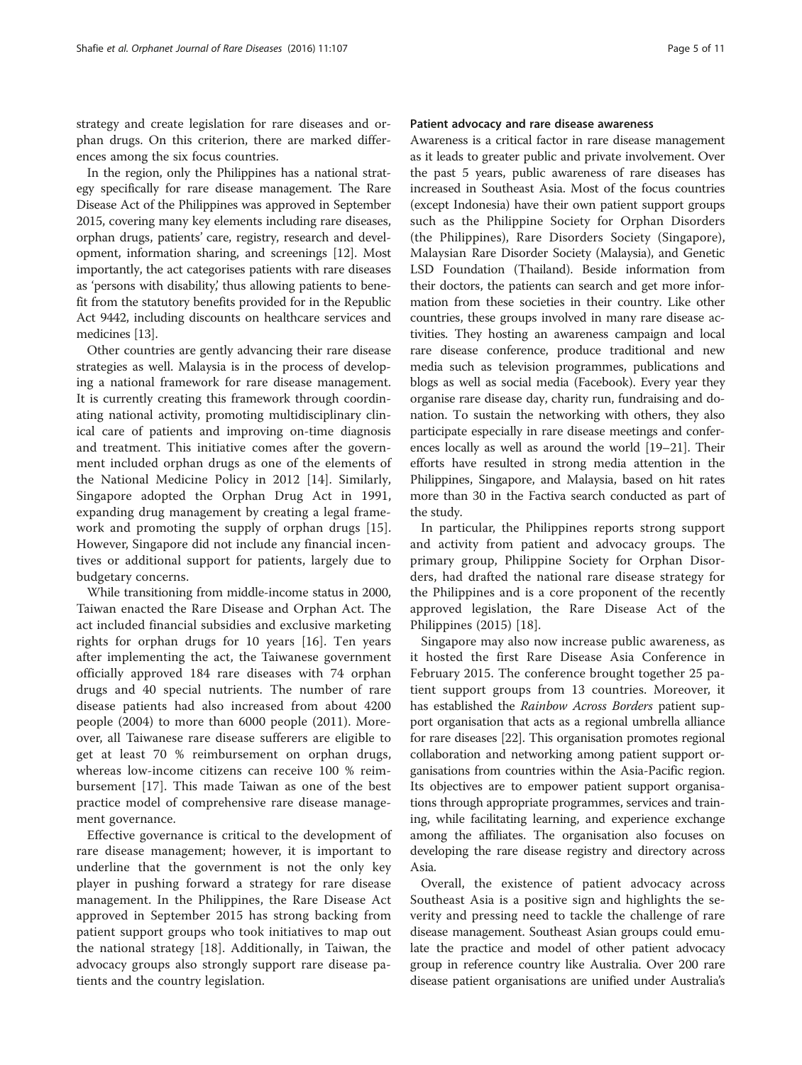strategy and create legislation for rare diseases and orphan drugs. On this criterion, there are marked differences among the six focus countries.

In the region, only the Philippines has a national strategy specifically for rare disease management. The Rare Disease Act of the Philippines was approved in September 2015, covering many key elements including rare diseases, orphan drugs, patients' care, registry, research and development, information sharing, and screenings [12]. Most importantly, the act categorises patients with rare diseases as 'persons with disability,' thus allowing patients to benefit from the statutory benefits provided for in the Republic Act 9442, including discounts on healthcare services and medicines [13].

Other countries are gently advancing their rare disease strategies as well. Malaysia is in the process of developing a national framework for rare disease management. It is currently creating this framework through coordinating national activity, promoting multidisciplinary clinical care of patients and improving on-time diagnosis and treatment. This initiative comes after the government included orphan drugs as one of the elements of the National Medicine Policy in 2012 [14]. Similarly, Singapore adopted the Orphan Drug Act in 1991, expanding drug management by creating a legal framework and promoting the supply of orphan drugs [15]. However, Singapore did not include any financial incentives or additional support for patients, largely due to budgetary concerns.

While transitioning from middle-income status in 2000, Taiwan enacted the Rare Disease and Orphan Act. The act included financial subsidies and exclusive marketing rights for orphan drugs for 10 years [16]. Ten years after implementing the act, the Taiwanese government officially approved 184 rare diseases with 74 orphan drugs and 40 special nutrients. The number of rare disease patients had also increased from about 4200 people (2004) to more than 6000 people (2011). Moreover, all Taiwanese rare disease sufferers are eligible to get at least 70 % reimbursement on orphan drugs, whereas low-income citizens can receive 100 % reimbursement [17]. This made Taiwan as one of the best practice model of comprehensive rare disease management governance.

Effective governance is critical to the development of rare disease management; however, it is important to underline that the government is not the only key player in pushing forward a strategy for rare disease management. In the Philippines, the Rare Disease Act approved in September 2015 has strong backing from patient support groups who took initiatives to map out the national strategy [18]. Additionally, in Taiwan, the advocacy groups also strongly support rare disease patients and the country legislation.

#### Patient advocacy and rare disease awareness

Awareness is a critical factor in rare disease management as it leads to greater public and private involvement. Over the past 5 years, public awareness of rare diseases has increased in Southeast Asia. Most of the focus countries (except Indonesia) have their own patient support groups such as the Philippine Society for Orphan Disorders (the Philippines), Rare Disorders Society (Singapore), Malaysian Rare Disorder Society (Malaysia), and Genetic LSD Foundation (Thailand). Beside information from their doctors, the patients can search and get more information from these societies in their country. Like other countries, these groups involved in many rare disease activities. They hosting an awareness campaign and local rare disease conference, produce traditional and new media such as television programmes, publications and blogs as well as social media (Facebook). Every year they organise rare disease day, charity run, fundraising and donation. To sustain the networking with others, they also participate especially in rare disease meetings and conferences locally as well as around the world [19–21]. Their efforts have resulted in strong media attention in the Philippines, Singapore, and Malaysia, based on hit rates more than 30 in the Factiva search conducted as part of the study.

In particular, the Philippines reports strong support and activity from patient and advocacy groups. The primary group, Philippine Society for Orphan Disorders, had drafted the national rare disease strategy for the Philippines and is a core proponent of the recently approved legislation, the Rare Disease Act of the Philippines (2015) [18].

Singapore may also now increase public awareness, as it hosted the first Rare Disease Asia Conference in February 2015. The conference brought together 25 patient support groups from 13 countries. Moreover, it has established the *Rainbow Across Borders* patient support organisation that acts as a regional umbrella alliance for rare diseases [22]. This organisation promotes regional collaboration and networking among patient support organisations from countries within the Asia-Pacific region. Its objectives are to empower patient support organisations through appropriate programmes, services and training, while facilitating learning, and experience exchange among the affiliates. The organisation also focuses on developing the rare disease registry and directory across Asia.

Overall, the existence of patient advocacy across Southeast Asia is a positive sign and highlights the severity and pressing need to tackle the challenge of rare disease management. Southeast Asian groups could emulate the practice and model of other patient advocacy group in reference country like Australia. Over 200 rare disease patient organisations are unified under Australia's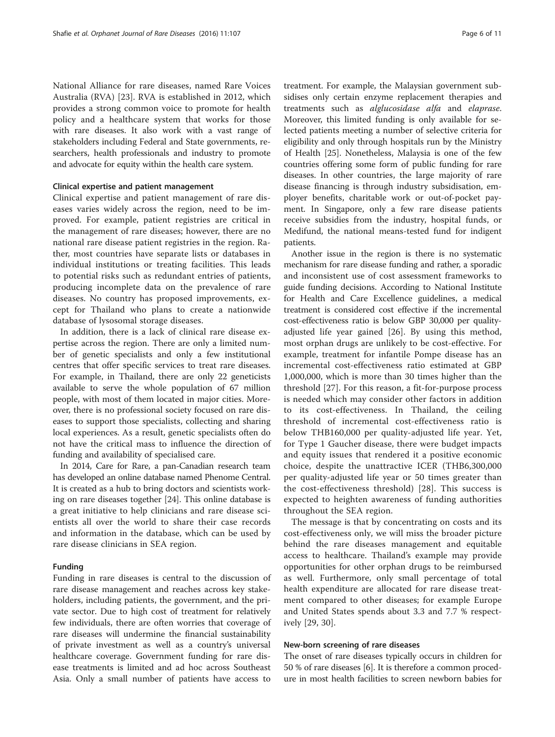National Alliance for rare diseases, named Rare Voices Australia (RVA) [23]. RVA is established in 2012, which provides a strong common voice to promote for health policy and a healthcare system that works for those with rare diseases. It also work with a vast range of stakeholders including Federal and State governments, researchers, health professionals and industry to promote and advocate for equity within the health care system.

#### Clinical expertise and patient management

Clinical expertise and patient management of rare diseases varies widely across the region, need to be improved. For example, patient registries are critical in the management of rare diseases; however, there are no national rare disease patient registries in the region. Rather, most countries have separate lists or databases in individual institutions or treating facilities. This leads to potential risks such as redundant entries of patients, producing incomplete data on the prevalence of rare diseases. No country has proposed improvements, except for Thailand who plans to create a nationwide database of lysosomal storage diseases.

In addition, there is a lack of clinical rare disease expertise across the region. There are only a limited number of genetic specialists and only a few institutional centres that offer specific services to treat rare diseases. For example, in Thailand, there are only 22 geneticists available to serve the whole population of 67 million people, with most of them located in major cities. Moreover, there is no professional society focused on rare diseases to support those specialists, collecting and sharing local experiences. As a result, genetic specialists often do not have the critical mass to influence the direction of funding and availability of specialised care.

In 2014, Care for Rare, a pan-Canadian research team has developed an online database named Phenome Central. It is created as a hub to bring doctors and scientists working on rare diseases together [24]. This online database is a great initiative to help clinicians and rare disease scientists all over the world to share their case records and information in the database, which can be used by rare disease clinicians in SEA region.

#### Funding

Funding in rare diseases is central to the discussion of rare disease management and reaches across key stakeholders, including patients, the government, and the private sector. Due to high cost of treatment for relatively few individuals, there are often worries that coverage of rare diseases will undermine the financial sustainability of private investment as well as a country's universal healthcare coverage. Government funding for rare disease treatments is limited and ad hoc across Southeast Asia. Only a small number of patients have access to treatment. For example, the Malaysian government subsidises only certain enzyme replacement therapies and treatments such as *alglucosidase alfa* and *elaprase*. Moreover, this limited funding is only available for selected patients meeting a number of selective criteria for eligibility and only through hospitals run by the Ministry of Health [25]. Nonetheless, Malaysia is one of the few countries offering some form of public funding for rare diseases. In other countries, the large majority of rare disease financing is through industry subsidisation, employer benefits, charitable work or out-of-pocket payment. In Singapore, only a few rare disease patients receive subsidies from the industry, hospital funds, or Medifund, the national means-tested fund for indigent patients.

Another issue in the region is there is no systematic mechanism for rare disease funding and rather, a sporadic and inconsistent use of cost assessment frameworks to guide funding decisions. According to National Institute for Health and Care Excellence guidelines, a medical treatment is considered cost effective if the incremental cost-effectiveness ratio is below GBP 30,000 per quality-adjusted life year gained [26]. By using this method, most orphan drugs are unlikely to be cost-effective. For example, treatment for infantile Pompe disease has an incremental cost-effectiveness ratio estimated at GBP 1,000,000, which is more than 30 times higher than the threshold [27]. For this reason, a fit-for-purpose process is needed which may consider other factors in addition to its cost-effectiveness. In Thailand, the ceiling threshold of incremental cost-effectiveness ratio is below THB160,000 per quality-adjusted life year. Yet, for Type 1 Gaucher disease, there were budget impacts and equity issues that rendered it a positive economic choice, despite the unattractive ICER (THB6,300,000 per quality-adjusted life year or 50 times greater than the cost-effectiveness threshold) [28]. This success is expected to heighten awareness of funding authorities throughout the SEA region.

The message is that by concentrating on costs and its cost-effectiveness only, we will miss the broader picture behind the rare diseases management and equitable access to healthcare. Thailand's example may provide opportunities for other orphan drugs to be reimbursed as well. Furthermore, only small percentage of total health expenditure are allocated for rare disease treatment compared to other diseases; for example Europe and United States spends about 3.3 and 7.7 % respectively [29, 30].

#### New-born screening of rare diseases

The onset of rare diseases typically occurs in children for 50 % of rare diseases [6]. It is therefore a common procedure in most health facilities to screen newborn babies for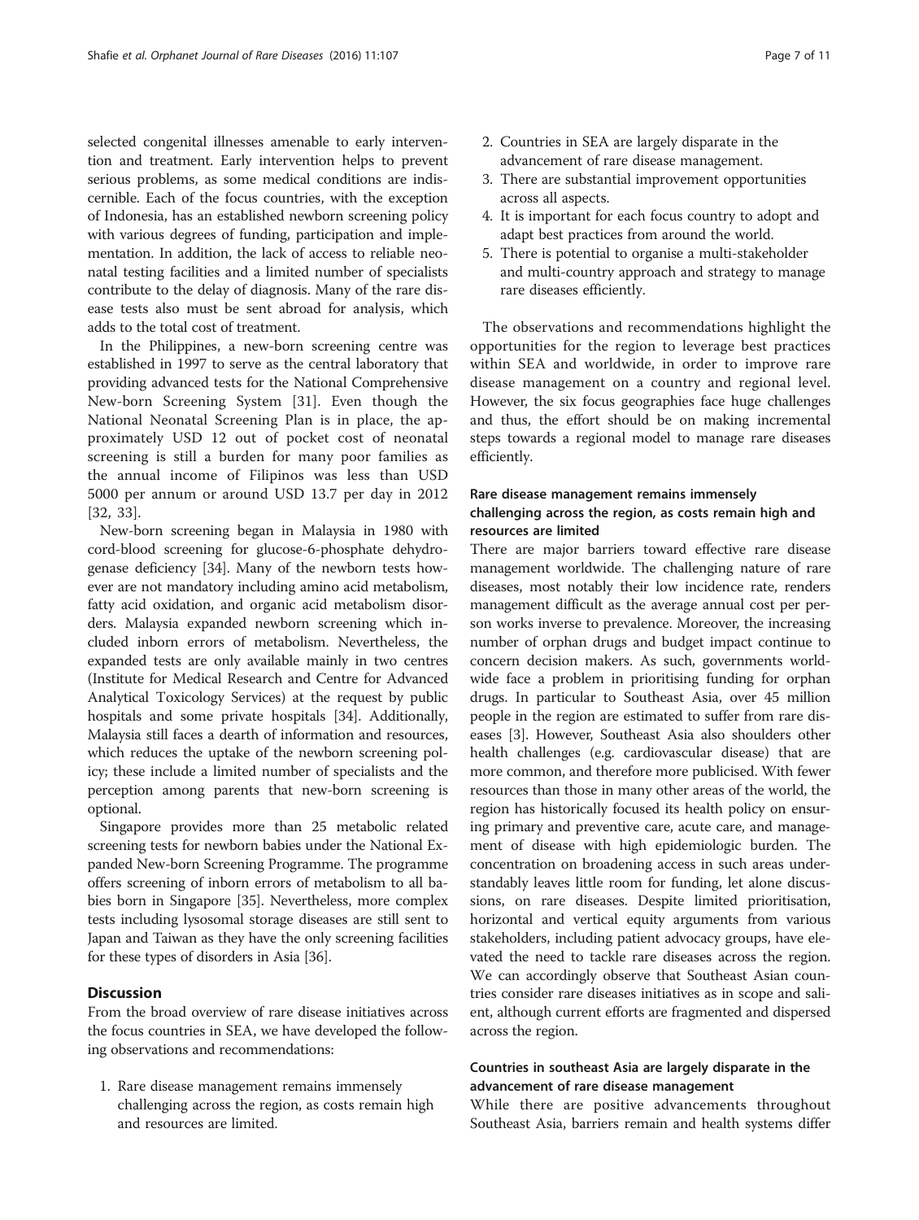selected congenital illnesses amenable to early intervention and treatment. Early intervention helps to prevent serious problems, as some medical conditions are indiscernible. Each of the focus countries, with the exception of Indonesia, has an established newborn screening policy with various degrees of funding, participation and implementation. In addition, the lack of access to reliable neonatal testing facilities and a limited number of specialists contribute to the delay of diagnosis. Many of the rare disease tests also must be sent abroad for analysis, which adds to the total cost of treatment.

In the Philippines, a new-born screening centre was established in 1997 to serve as the central laboratory that providing advanced tests for the National Comprehensive New-born Screening System [31]. Even though the National Neonatal Screening Plan is in place, the approximately USD 12 out of pocket cost of neonatal screening is still a burden for many poor families as the annual income of Filipinos was less than USD 5000 per annum or around USD 13.7 per day in 2012 [32, 33].

New-born screening began in Malaysia in 1980 with cord-blood screening for glucose-6-phosphate dehydrogenase deficiency [34]. Many of the newborn tests however are not mandatory including amino acid metabolism, fatty acid oxidation, and organic acid metabolism disorders. Malaysia expanded newborn screening which included inborn errors of metabolism. Nevertheless, the expanded tests are only available mainly in two centres (Institute for Medical Research and Centre for Advanced Analytical Toxicology Services) at the request by public hospitals and some private hospitals [34]. Additionally, Malaysia still faces a dearth of information and resources, which reduces the uptake of the newborn screening policy; these include a limited number of specialists and the perception among parents that new-born screening is optional.

Singapore provides more than 25 metabolic related screening tests for newborn babies under the National Expanded New-born Screening Programme. The programme offers screening of inborn errors of metabolism to all babies born in Singapore [35]. Nevertheless, more complex tests including lysosomal storage diseases are still sent to Japan and Taiwan as they have the only screening facilities for these types of disorders in Asia [36].

## Discussion

From the broad overview of rare disease initiatives across the focus countries in SEA, we have developed the following observations and recommendations:

1. Rare disease management remains immensely challenging across the region, as costs remain high and resources are limited.
2. Countries in SEA are largely disparate in the advancement of rare disease management.
3. There are substantial improvement opportunities across all aspects.
4. It is important for each focus country to adopt and adapt best practices from around the world.
5. There is potential to organise a multi-stakeholder and multi-country approach and strategy to manage rare diseases efficiently.

The observations and recommendations highlight the opportunities for the region to leverage best practices within SEA and worldwide, in order to improve rare disease management on a country and regional level. However, the six focus geographies face huge challenges and thus, the effort should be on making incremental steps towards a regional model to manage rare diseases efficiently.

### Rare disease management remains immensely challenging across the region, as costs remain high and resources are limited

There are major barriers toward effective rare disease management worldwide. The challenging nature of rare diseases, most notably their low incidence rate, renders management difficult as the average annual cost per person works inverse to prevalence. Moreover, the increasing number of orphan drugs and budget impact continue to concern decision makers. As such, governments worldwide face a problem in prioritising funding for orphan drugs. In particular to Southeast Asia, over 45 million people in the region are estimated to suffer from rare diseases [3]. However, Southeast Asia also shoulders other health challenges (e.g. cardiovascular disease) that are more common, and therefore more publicised. With fewer resources than those in many other areas of the world, the region has historically focused its health policy on ensuring primary and preventive care, acute care, and management of disease with high epidemiologic burden. The concentration on broadening access in such areas understandably leaves little room for funding, let alone discussions, on rare diseases. Despite limited prioritisation, horizontal and vertical equity arguments from various stakeholders, including patient advocacy groups, have elevated the need to tackle rare diseases across the region. We can accordingly observe that Southeast Asian countries consider rare diseases initiatives as in scope and salient, although current efforts are fragmented and dispersed across the region.

### Countries in southeast Asia are largely disparate in the advancement of rare disease management

While there are positive advancements throughout Southeast Asia, barriers remain and health systems differ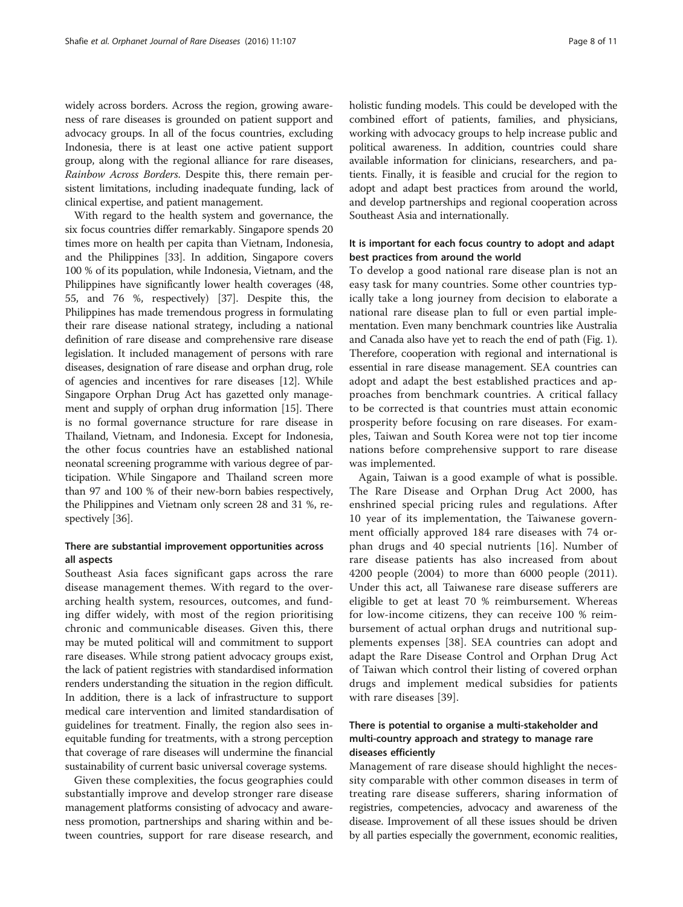widely across borders. Across the region, growing awareness of rare diseases is grounded on patient support and advocacy groups. In all of the focus countries, excluding Indonesia, there is at least one active patient support group, along with the regional alliance for rare diseases, *Rainbow Across Borders*. Despite this, there remain persistent limitations, including inadequate funding, lack of clinical expertise, and patient management.

With regard to the health system and governance, the six focus countries differ remarkably. Singapore spends 20 times more on health per capita than Vietnam, Indonesia, and the Philippines [33]. In addition, Singapore covers 100 % of its population, while Indonesia, Vietnam, and the Philippines have significantly lower health coverages (48, 55, and 76 %, respectively) [37]. Despite this, the Philippines has made tremendous progress in formulating their rare disease national strategy, including a national definition of rare disease and comprehensive rare disease legislation. It included management of persons with rare diseases, designation of rare disease and orphan drug, role of agencies and incentives for rare diseases [12]. While Singapore Orphan Drug Act has gazetted only management and supply of orphan drug information [15]. There is no formal governance structure for rare disease in Thailand, Vietnam, and Indonesia. Except for Indonesia, the other focus countries have an established national neonatal screening programme with various degree of participation. While Singapore and Thailand screen more than 97 and 100 % of their new-born babies respectively, the Philippines and Vietnam only screen 28 and 31 %, respectively [36].

### There are substantial improvement opportunities across all aspects

Southeast Asia faces significant gaps across the rare disease management themes. With regard to the overarching health system, resources, outcomes, and funding differ widely, with most of the region prioritising chronic and communicable diseases. Given this, there may be muted political will and commitment to support rare diseases. While strong patient advocacy groups exist, the lack of patient registries with standardised information renders understanding the situation in the region difficult. In addition, there is a lack of infrastructure to support medical care intervention and limited standardisation of guidelines for treatment. Finally, the region also sees inequitable funding for treatments, with a strong perception that coverage of rare diseases will undermine the financial sustainability of current basic universal coverage systems.

Given these complexities, the focus geographies could substantially improve and develop stronger rare disease management platforms consisting of advocacy and awareness promotion, partnerships and sharing within and between countries, support for rare disease research, and holistic funding models. This could be developed with the combined effort of patients, families, and physicians, working with advocacy groups to help increase public and political awareness. In addition, countries could share available information for clinicians, researchers, and patients. Finally, it is feasible and crucial for the region to adopt and adapt best practices from around the world, and develop partnerships and regional cooperation across Southeast Asia and internationally.

### It is important for each focus country to adopt and adapt best practices from around the world

To develop a good national rare disease plan is not an easy task for many countries. Some other countries typically take a long journey from decision to elaborate a national rare disease plan to full or even partial implementation. Even many benchmark countries like Australia and Canada also have yet to reach the end of path (Fig. 1). Therefore, cooperation with regional and international is essential in rare disease management. SEA countries can adopt and adapt the best established practices and approaches from benchmark countries. A critical fallacy to be corrected is that countries must attain economic prosperity before focusing on rare diseases. For examples, Taiwan and South Korea were not top tier income nations before comprehensive support to rare disease was implemented.

Again, Taiwan is a good example of what is possible. The Rare Disease and Orphan Drug Act 2000, has enshrined special pricing rules and regulations. After 10 year of its implementation, the Taiwanese government officially approved 184 rare diseases with 74 orphan drugs and 40 special nutrients [16]. Number of rare disease patients has also increased from about 4200 people (2004) to more than 6000 people (2011). Under this act, all Taiwanese rare disease sufferers are eligible to get at least 70 % reimbursement. Whereas for low-income citizens, they can receive 100 % reimbursement of actual orphan drugs and nutritional supplements expenses [38]. SEA countries can adopt and adapt the Rare Disease Control and Orphan Drug Act of Taiwan which control their listing of covered orphan drugs and implement medical subsidies for patients with rare diseases [39].

### There is potential to organise a multi-stakeholder and multi-country approach and strategy to manage rare diseases efficiently

Management of rare disease should highlight the necessity comparable with other common diseases in term of treating rare disease sufferers, sharing information of registries, competencies, advocacy and awareness of the disease. Improvement of all these issues should be driven by all parties especially the government, economic realities,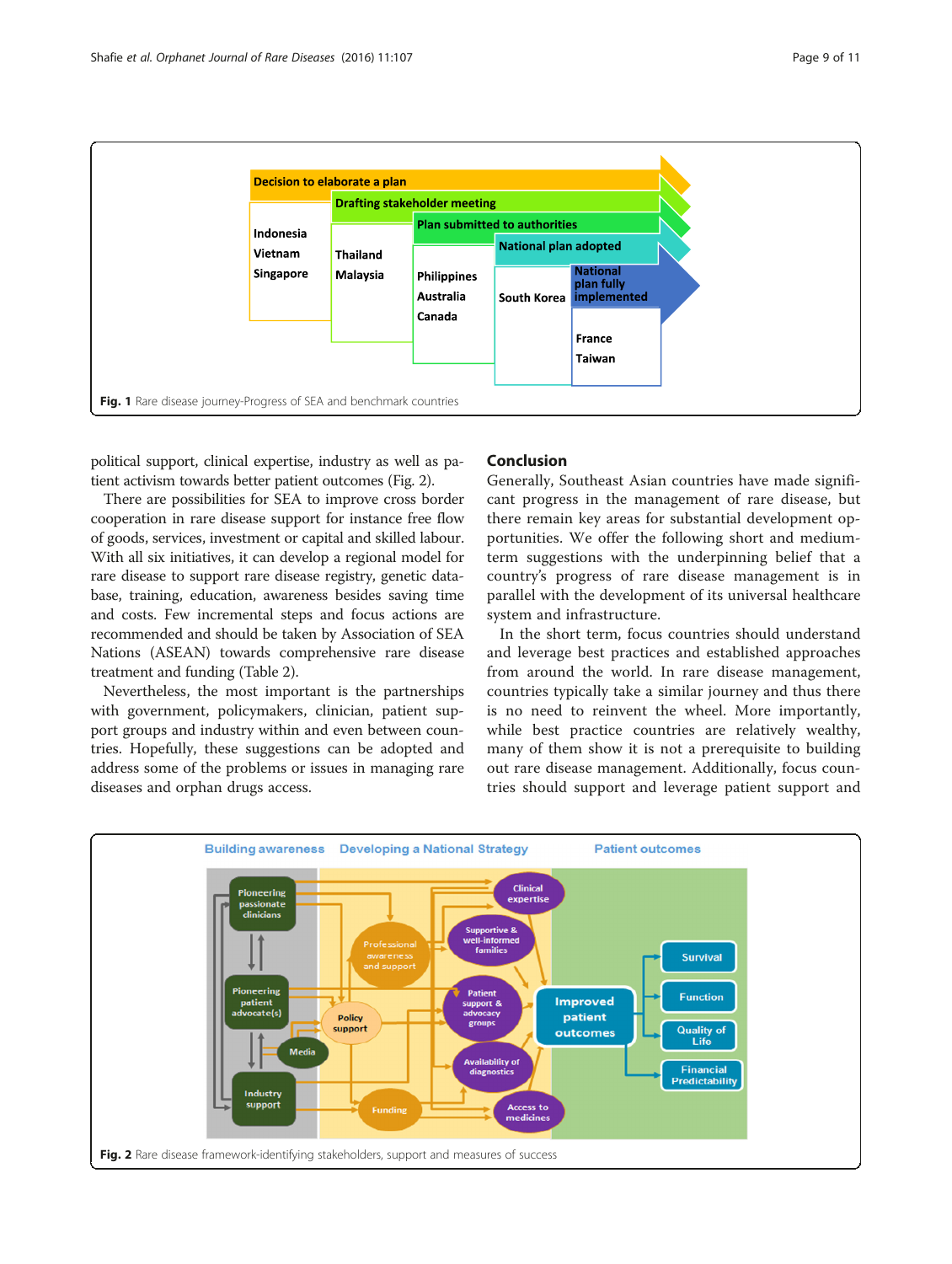Fig. 1 Rare disease journey-Progress of SEA and benchmark countries

political support, clinical expertise, industry as well as patient activism towards better patient outcomes (Fig. 2).

There are possibilities for SEA to improve cross border cooperation in rare disease support for instance free flow of goods, services, investment or capital and skilled labour. With all six initiatives, it can develop a regional model for rare disease to support rare disease registry, genetic database, training, education, awareness besides saving time and costs. Few incremental steps and focus actions are recommended and should be taken by Association of SEA Nations (ASEAN) towards comprehensive rare disease treatment and funding (Table 2).

Nevertheless, the most important is the partnerships with government, policymakers, clinician, patient support groups and industry within and even between countries. Hopefully, these suggestions can be adopted and address some of the problems or issues in managing rare diseases and orphan drugs access.

## Conclusion

Generally, Southeast Asian countries have made significant progress in the management of rare disease, but there remain key areas for substantial development opportunities. We offer the following short and medium-term suggestions with the underpinning belief that a country's progress of rare disease management is in parallel with the development of its universal healthcare system and infrastructure.

In the short term, focus countries should understand and leverage best practices and established approaches from around the world. In rare disease management, countries typically take a similar journey and thus there is no need to reinvent the wheel. More importantly, while best practice countries are relatively wealthy, many of them show it is not a prerequisite to building out rare disease management. Additionally, focus countries should support and leverage patient support and

Fig. 2 Rare disease framework-identifying stakeholders, support and measures of success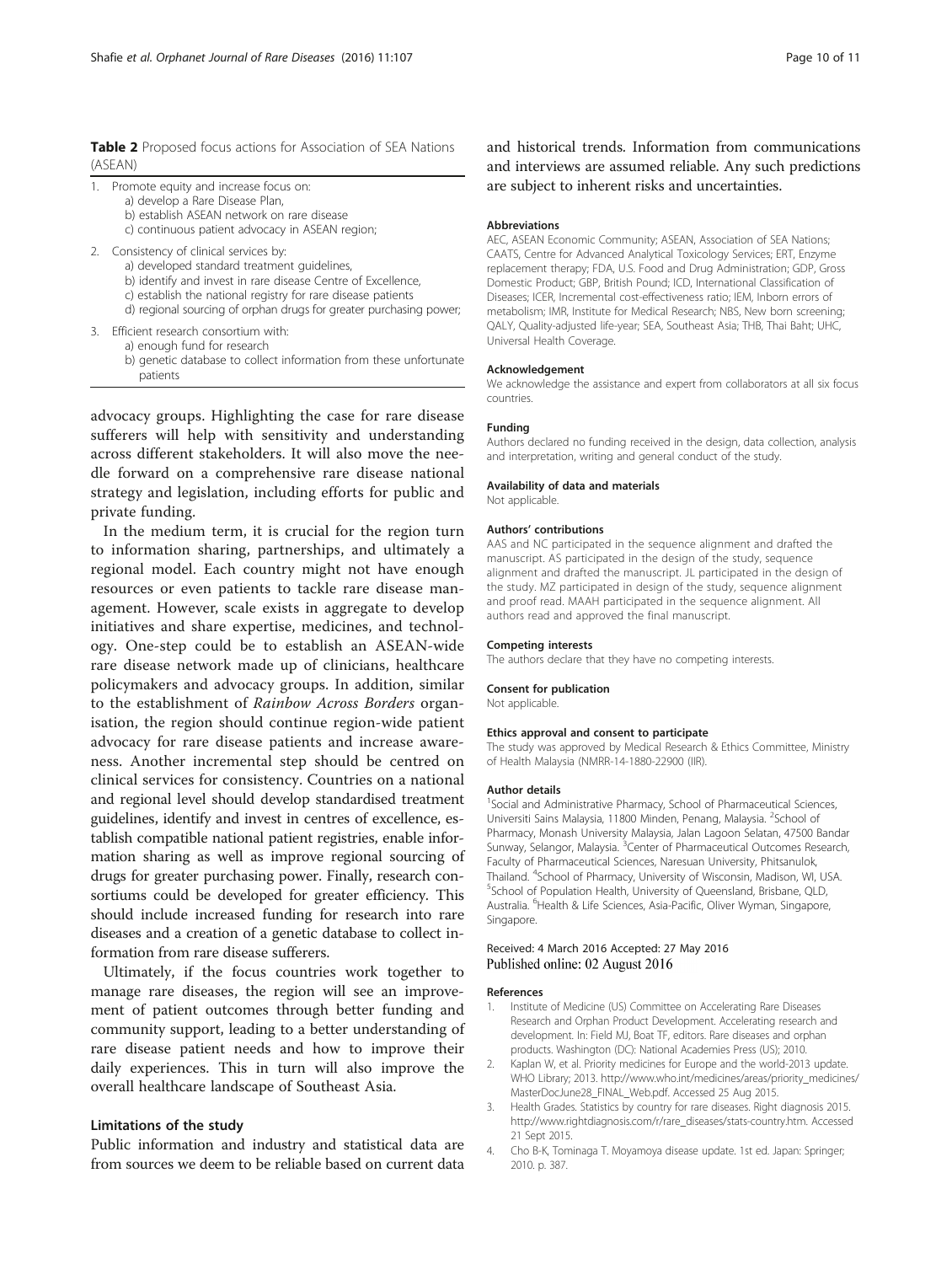**Table 2** Proposed focus actions for Association of SEA Nations (ASEAN)

1. Promote equity and increase focus on:
   a) develop a Rare Disease Plan,
   b) establish ASEAN network on rare disease
   c) continuous patient advocacy in ASEAN region;
2. Consistency of clinical services by:
   a) developed standard treatment guidelines,
   b) identify and invest in rare disease Centre of Excellence,
   c) establish the national registry for rare disease patients
   d) regional sourcing of orphan drugs for greater purchasing power;
3. Efficient research consortium with:
   a) enough fund for research
   b) genetic database to collect information from these unfortunate patients

advocacy groups. Highlighting the case for rare disease sufferers will help with sensitivity and understanding across different stakeholders. It will also move the needle forward on a comprehensive rare disease national strategy and legislation, including efforts for public and private funding.

In the medium term, it is crucial for the region turn to information sharing, partnerships, and ultimately a regional model. Each country might not have enough resources or even patients to tackle rare disease management. However, scale exists in aggregate to develop initiatives and share expertise, medicines, and technology. One-step could be to establish an ASEAN-wide rare disease network made up of clinicians, healthcare policymakers and advocacy groups. In addition, similar to the establishment of *Rainbow Across Borders* organisation, the region should continue region-wide patient advocacy for rare disease patients and increase awareness. Another incremental step should be centred on clinical services for consistency. Countries on a national and regional level should develop standardised treatment guidelines, identify and invest in centres of excellence, establish compatible national patient registries, enable information sharing as well as improve regional sourcing of drugs for greater purchasing power. Finally, research consortiums could be developed for greater efficiency. This should include increased funding for research into rare diseases and a creation of a genetic database to collect information from rare disease sufferers.

Ultimately, if the focus countries work together to manage rare diseases, the region will see an improvement of patient outcomes through better funding and community support, leading to a better understanding of rare disease patient needs and how to improve their daily experiences. This in turn will also improve the overall healthcare landscape of Southeast Asia.

## Limitations of the study

Public information and industry and statistical data are from sources we deem to be reliable based on current data and historical trends. Information from communications and interviews are assumed reliable. Any such predictions are subject to inherent risks and uncertainties.

### Abbreviations

AEC, ASEAN Economic Community; ASEAN, Association of SEA Nations; CAATS, Centre for Advanced Analytical Toxicology Services; ERT, Enzyme replacement therapy; FDA, U.S. Food and Drug Administration; GDP, Gross Domestic Product; GBP, British Pound; ICD, International Classification of Diseases; ICER, Incremental cost-effectiveness ratio; IEM, Inborn errors of metabolism; IMR, Institute for Medical Research; NBS, New born screening; QALY, Quality-adjusted life-year; SEA, Southeast Asia; THB, Thai Baht; UHC, Universal Health Coverage.

### Acknowledgement

We acknowledge the assistance and expert from collaborators at all six focus countries.

### Funding

Authors declared no funding received in the design, data collection, analysis and interpretation, writing and general conduct of the study.

### Availability of data and materials

Not applicable.

### Authors' contributions

AAS and NC participated in the sequence alignment and drafted the manuscript. AS participated in the design of the study, sequence alignment and drafted the manuscript. JL participated in the design of the study. MZ participated in design of the study, sequence alignment and proof read. MAAH participated in the sequence alignment. All authors read and approved the final manuscript.

### Competing interests

The authors declare that they have no competing interests.

### Consent for publication

Not applicable.

### Ethics approval and consent to participate

The study was approved by Medical Research & Ethics Committee, Ministry of Health Malaysia (NMRR-14-1880-22900 (IIR).

### Author details

[1]Social and Administrative Pharmacy, School of Pharmaceutical Sciences, Universiti Sains Malaysia, 11800 Minden, Penang, Malaysia. [2]School of Pharmacy, Monash University Malaysia, Jalan Lagoon Selatan, 47500 Bandar Sunway, Selangor, Malaysia. [3]Center of Pharmaceutical Outcomes Research, Faculty of Pharmaceutical Sciences, Naresuan University, Phitsanulok, Thailand. [4]School of Pharmacy, University of Wisconsin, Madison, WI, USA. [5]School of Population Health, University of Queensland, Brisbane, QLD, Australia. [6]Health & Life Sciences, Asia-Pacific, Oliver Wyman, Singapore, Singapore.

Received: 4 March 2016 Accepted: 27 May 2016
Published online: 02 August 2016

### References

1. Institute of Medicine (US) Committee on Accelerating Rare Diseases Research and Orphan Product Development. Accelerating research and development. In: Field MJ, Boat TF, editors. Rare diseases and orphan products. Washington (DC): National Academies Press (US); 2010.
2. Kaplan W, et al. Priority medicines for Europe and the world-2013 update. WHO Library; 2013. http://www.who.int/medicines/areas/priority_medicines/MasterDocJune28_FINAL_Web.pdf. Accessed 25 Aug 2015.
3. Health Grades. Statistics by country for rare diseases. Right diagnosis 2015. http://www.rightdiagnosis.com/r/rare_diseases/stats-country.htm. Accessed 21 Sept 2015.
4. Cho B-K, Tominaga T. Moyamoya disease update. 1st ed. Japan: Springer; 2010. p. 387.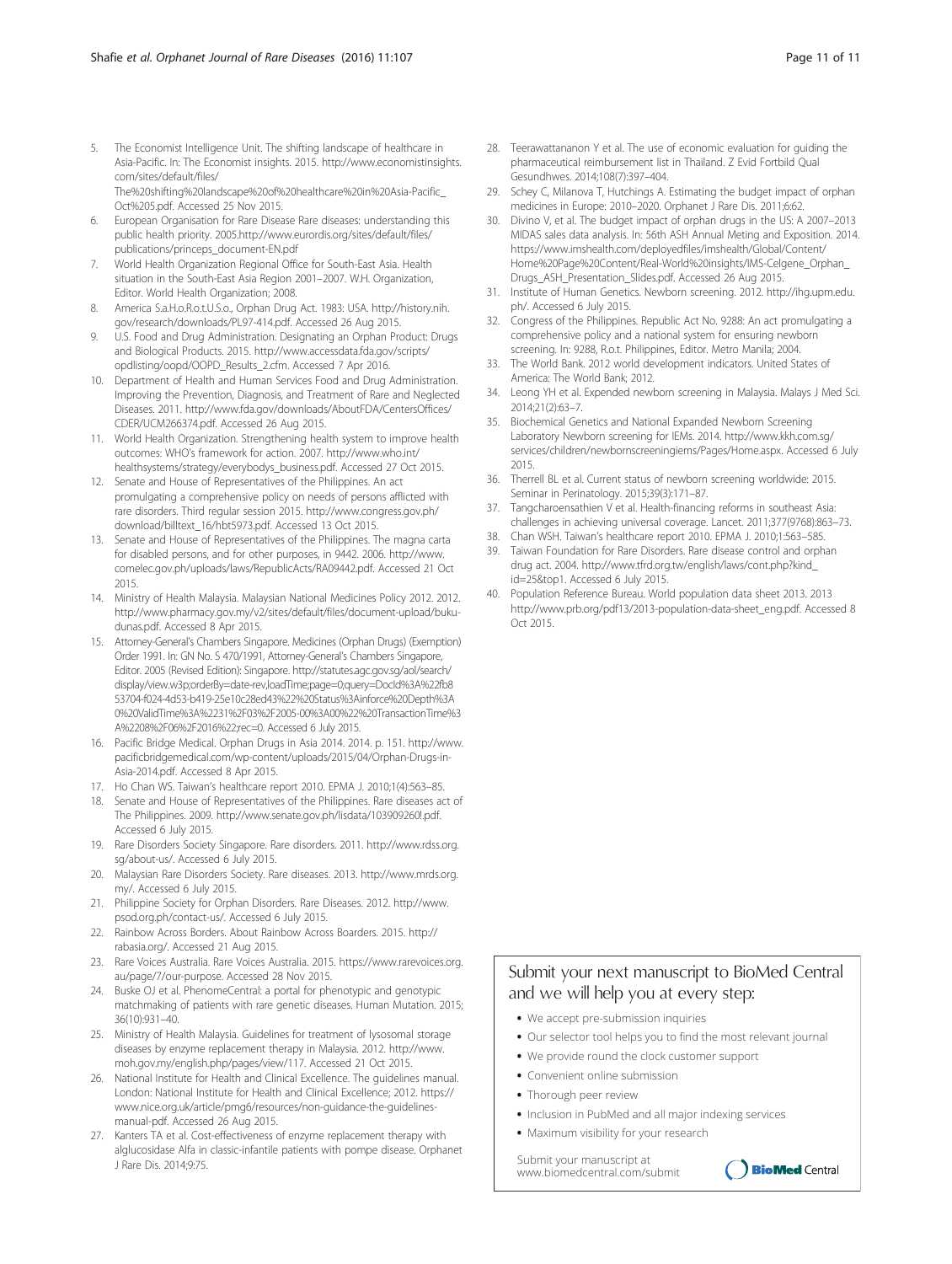5. The Economist Intelligence Unit. The shifting landscape of healthcare in Asia-Pacific. In: The Economist insights. 2015. http://www.economistinsights.com/sites/default/files/The%20shifting%20landscape%20of%20healthcare%20in%20Asia-Pacific_Oct%205.pdf. Accessed 25 Nov 2015.
6. European Organisation for Rare Disease Rare diseases: understanding this public health priority. 2005.http://www.eurordis.org/sites/default/files/publications/princeps_document-EN.pdf
7. World Health Organization Regional Office for South-East Asia. Health situation in the South-East Asia Region 2001–2007. W.H. Organization, Editor. World Health Organization; 2008.
8. America S.a.H.o.R.o.t.U.S.o., Orphan Drug Act. 1983: USA. http://history.nih.gov/research/downloads/PL97-414.pdf. Accessed 26 Aug 2015.
9. U.S. Food and Drug Administration. Designating an Orphan Product: Drugs and Biological Products. 2015. http://www.accessdata.fda.gov/scripts/opdlisting/oopd/OOPD_Results_2.cfm. Accessed 7 Apr 2016.
10. Department of Health and Human Services Food and Drug Administration. Improving the Prevention, Diagnosis, and Treatment of Rare and Neglected Diseases. 2011. http://www.fda.gov/downloads/AboutFDA/CentersOffices/CDER/UCM266374.pdf. Accessed 26 Aug 2015.
11. World Health Organization. Strengthening health system to improve health outcomes: WHO's framework for action. 2007. http://www.who.int/healthsystems/strategy/everybodys_business.pdf. Accessed 27 Oct 2015.
12. Senate and House of Representatives of the Philippines. An act promulgating a comprehensive policy on needs of persons afflicted with rare disorders. Third regular session 2015. http://www.congress.gov.ph/download/billtext_16/hbt5973.pdf. Accessed 13 Oct 2015.
13. Senate and House of Representatives of the Philippines. The magna carta for disabled persons, and for other purposes, in 9442. 2006. http://www.comelec.gov.ph/uploads/laws/RepublicActs/RA09442.pdf. Accessed 21 Oct 2015.
14. Ministry of Health Malaysia. Malaysian National Medicines Policy 2012. 2012. http://www.pharmacy.gov.my/v2/sites/default/files/document-upload/buku-dunas.pdf. Accessed 8 Apr 2015.
15. Attorney-General's Chambers Singapore. Medicines (Orphan Drugs) (Exemption) Order 1991. In: GN No. S 470/1991, Attorney-General's Chambers Singapore, Editor. 2005 (Revised Edition): Singapore. http://statutes.agc.gov.sg/aol/search/display/view.w3p;orderBy=date-rev,loadTime;page=0;query=DocId%3A%22fb853704-f024-4d53-b419-25e10c28ed43%22%20Status%3Ainforce%20Depth%3A0%20ValidTime%3A%2231%2F03%2F2005-00%3A00%22%20TransactionTime%3A%2208%2F06%2F2016%22;rec=0. Accessed 6 July 2015.
16. Pacific Bridge Medical. Orphan Drugs in Asia 2014. 2014. p. 151. http://www.pacificbridgemedical.com/wp-content/uploads/2015/04/Orphan-Drugs-in-Asia-2014.pdf. Accessed 8 Apr 2015.
17. Ho Chan WS. Taiwan's healthcare report 2010. EPMA J. 2010;1(4):563–85.
18. Senate and House of Representatives of the Philippines. Rare diseases act of The Philippines. 2009. http://www.senate.gov.ph/lisdata/103909260!.pdf. Accessed 6 July 2015.
19. Rare Disorders Society Singapore. Rare disorders. 2011. http://www.rdss.org.sg/about-us/. Accessed 6 July 2015.
20. Malaysian Rare Disorders Society. Rare diseases. 2013. http://www.mrds.org.my/. Accessed 6 July 2015.
21. Philippine Society for Orphan Disorders. Rare Diseases. 2012. http://www.psod.org.ph/contact-us/. Accessed 6 July 2015.
22. Rainbow Across Borders. About Rainbow Across Boarders. 2015. http://rabasia.org/. Accessed 21 Aug 2015.
23. Rare Voices Australia. Rare Voices Australia. 2015. https://www.rarevoices.org.au/page/7/our-purpose. Accessed 28 Nov 2015.
24. Buske OJ et al. PhenomeCentral: a portal for phenotypic and genotypic matchmaking of patients with rare genetic diseases. Human Mutation. 2015; 36(10):931–40.
25. Ministry of Health Malaysia. Guidelines for treatment of lysosomal storage diseases by enzyme replacement therapy in Malaysia. 2012. http://www.moh.gov.my/english.php/pages/view/117. Accessed 21 Oct 2015.
26. National Institute for Health and Clinical Excellence. The guidelines manual. London: National Institute for Health and Clinical Excellence; 2012. https://www.nice.org.uk/article/pmg6/resources/non-guidance-the-guidelines-manual-pdf. Accessed 26 Aug 2015.
27. Kanters TA et al. Cost-effectiveness of enzyme replacement therapy with alglucosidase Alfa in classic-infantile patients with pompe disease. Orphanet J Rare Dis. 2014;9:75.
28. Teerawattananon Y et al. The use of economic evaluation for guiding the pharmaceutical reimbursement list in Thailand. Z Evid Fortbild Qual Gesundhwes. 2014;108(7):397–404.
29. Schey C, Milanova T, Hutchings A. Estimating the budget impact of orphan medicines in Europe: 2010–2020. Orphanet J Rare Dis. 2011;6:62.
30. Divino V, et al. The budget impact of orphan drugs in the US: A 2007–2013 MIDAS sales data analysis. In: 56th ASH Annual Meting and Exposition. 2014. https://www.imshealth.com/deployedfiles/imshealth/Global/Content/Home%20Page%20Content/Real-World%20insights/IMS-Celgene_Orphan_Drugs_ASH_Presentation_Slides.pdf. Accessed 26 Aug 2015.
31. Institute of Human Genetics. Newborn screening. 2012. http://ihg.upm.edu.ph/. Accessed 6 July 2015.
32. Congress of the Philippines. Republic Act No. 9288: An act promulgating a comprehensive policy and a national system for ensuring newborn screening. In: 9288, R.o.t. Philippines, Editor. Metro Manila; 2004.
33. The World Bank. 2012 world development indicators. United States of America: The World Bank; 2012.
34. Leong YH et al. Expended newborn screening in Malaysia. Malays J Med Sci. 2014;21(2):63–7.
35. Biochemical Genetics and National Expanded Newborn Screening Laboratory Newborn screening for IEMs. 2014. http://www.kkh.com.sg/services/children/newbornscreeningiems/Pages/Home.aspx. Accessed 6 July 2015.
36. Therrell BL et al. Current status of newborn screening worldwide: 2015. Seminar in Perinatology. 2015;39(3):171–87.
37. Tangcharoensathien V et al. Health-financing reforms in southeast Asia: challenges in achieving universal coverage. Lancet. 2011;377(9768):863–73.
38. Chan WSH. Taiwan's healthcare report 2010. EPMA J. 2010;1:563–585.
39. Taiwan Foundation for Rare Disorders. Rare disease control and orphan drug act. 2004. http://www.tfrd.org.tw/english/laws/cont.php?kind_id=25&top1. Accessed 6 July 2015.
40. Population Reference Bureau. World population data sheet 2013. 2013 http://www.prb.org/pdf13/2013-population-data-sheet_eng.pdf. Accessed 8 Oct 2015.

Submit your next manuscript to BioMed Central and we will help you at every step:

- We accept pre-submission inquiries
- Our selector tool helps you to find the most relevant journal
- We provide round the clock customer support
- Convenient online submission
- Thorough peer review
- Inclusion in PubMed and all major indexing services
- Maximum visibility for your research

Submit your manuscript at
www.biomedcentral.com/submit

BioMed Central